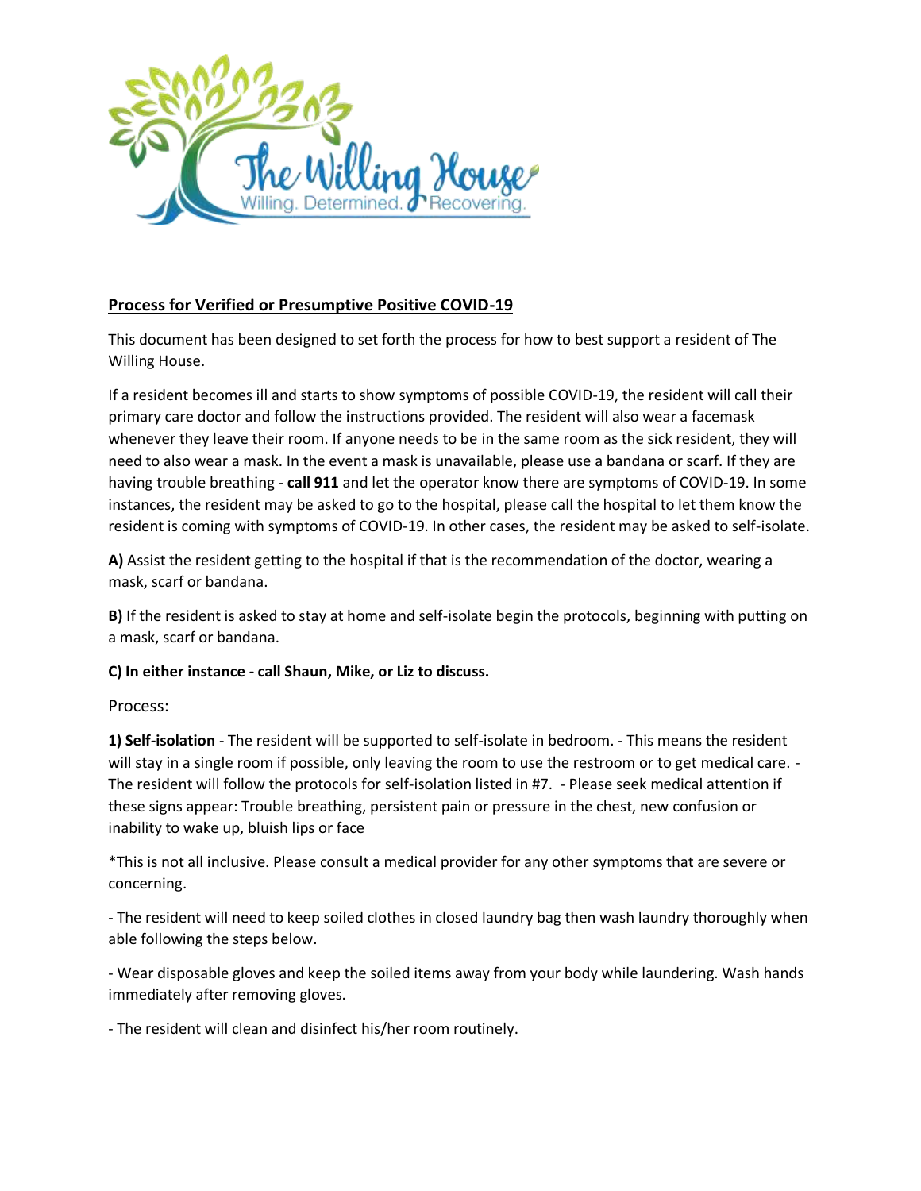The Willing House
Willing. Determined. Recovering.

## Process for Verified or Presumptive Positive COVID-19

This document has been designed to set forth the process for how to best support a resident of The Willing House.

If a resident becomes ill and starts to show symptoms of possible COVID-19, the resident will call their primary care doctor and follow the instructions provided. The resident will also wear a facemask whenever they leave their room. If anyone needs to be in the same room as the sick resident, they will need to also wear a mask. In the event a mask is unavailable, please use a bandana or scarf. If they are having trouble breathing - **call 911** and let the operator know there are symptoms of COVID-19. In some instances, the resident may be asked to go to the hospital, please call the hospital to let them know the resident is coming with symptoms of COVID-19. In other cases, the resident may be asked to self-isolate.

**A)** Assist the resident getting to the hospital if that is the recommendation of the doctor, wearing a mask, scarf or bandana.

**B)** If the resident is asked to stay at home and self-isolate begin the protocols, beginning with putting on a mask, scarf or bandana.

**C) In either instance - call Shaun, Mike, or Liz to discuss.**

Process:

**1) Self-isolation** - The resident will be supported to self-isolate in bedroom. - This means the resident will stay in a single room if possible, only leaving the room to use the restroom or to get medical care. - The resident will follow the protocols for self-isolation listed in #7. - Please seek medical attention if these signs appear: Trouble breathing, persistent pain or pressure in the chest, new confusion or inability to wake up, bluish lips or face

*This is not all inclusive. Please consult a medical provider for any other symptoms that are severe or concerning.

- The resident will need to keep soiled clothes in closed laundry bag then wash laundry thoroughly when able following the steps below.

- Wear disposable gloves and keep the soiled items away from your body while laundering. Wash hands immediately after removing gloves.

- The resident will clean and disinfect his/her room routinely.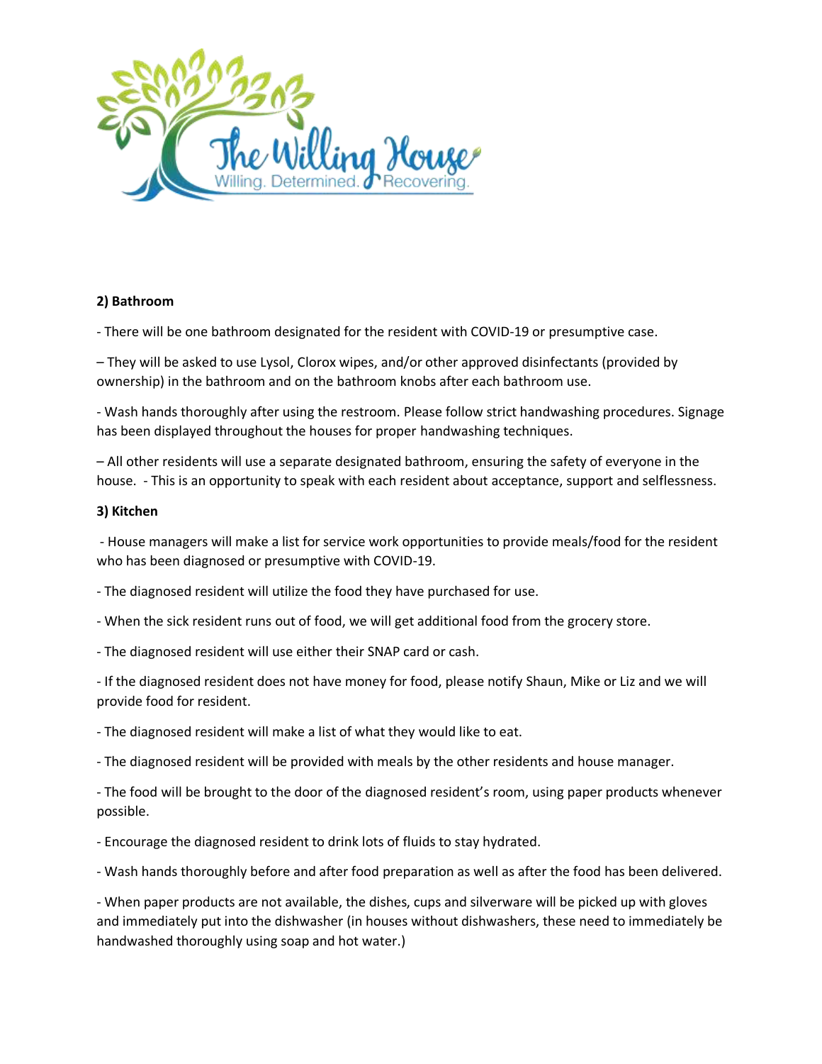**2) Bathroom**

- There will be one bathroom designated for the resident with COVID-19 or presumptive case.

– They will be asked to use Lysol, Clorox wipes, and/or other approved disinfectants (provided by ownership) in the bathroom and on the bathroom knobs after each bathroom use.

- Wash hands thoroughly after using the restroom. Please follow strict handwashing procedures. Signage has been displayed throughout the houses for proper handwashing techniques.

– All other residents will use a separate designated bathroom, ensuring the safety of everyone in the house.  - This is an opportunity to speak with each resident about acceptance, support and selflessness.

**3) Kitchen**

- House managers will make a list for service work opportunities to provide meals/food for the resident who has been diagnosed or presumptive with COVID-19.

- The diagnosed resident will utilize the food they have purchased for use.

- When the sick resident runs out of food, we will get additional food from the grocery store.

- The diagnosed resident will use either their SNAP card or cash.

- If the diagnosed resident does not have money for food, please notify Shaun, Mike or Liz and we will provide food for resident.

- The diagnosed resident will make a list of what they would like to eat.

- The diagnosed resident will be provided with meals by the other residents and house manager.

- The food will be brought to the door of the diagnosed resident's room, using paper products whenever possible.

- Encourage the diagnosed resident to drink lots of fluids to stay hydrated.

- Wash hands thoroughly before and after food preparation as well as after the food has been delivered.

- When paper products are not available, the dishes, cups and silverware will be picked up with gloves and immediately put into the dishwasher (in houses without dishwashers, these need to immediately be handwashed thoroughly using soap and hot water.)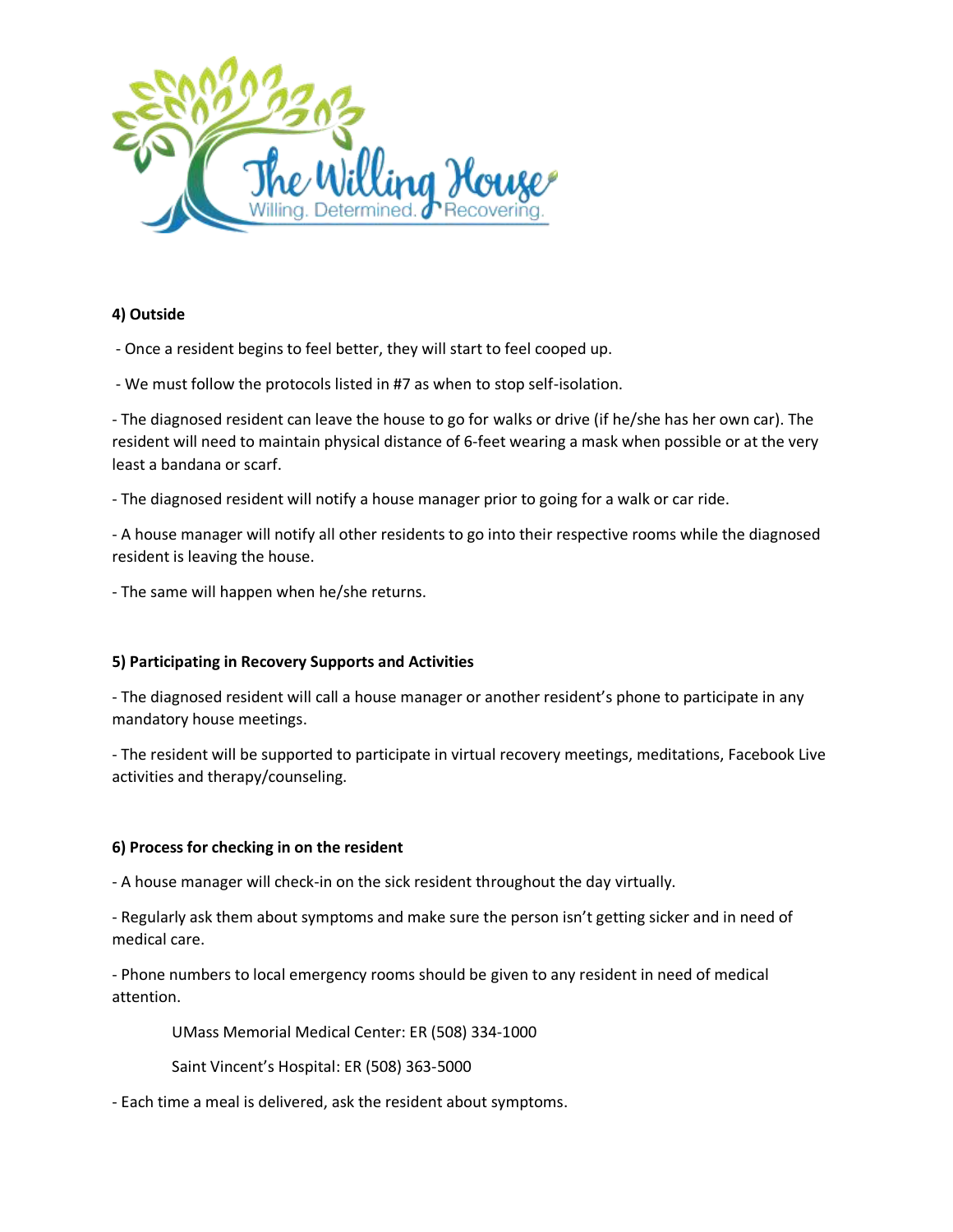**4) Outside**

- Once a resident begins to feel better, they will start to feel cooped up.

- We must follow the protocols listed in #7 as when to stop self-isolation.

- The diagnosed resident can leave the house to go for walks or drive (if he/she has her own car). The resident will need to maintain physical distance of 6-feet wearing a mask when possible or at the very least a bandana or scarf.

- The diagnosed resident will notify a house manager prior to going for a walk or car ride.

- A house manager will notify all other residents to go into their respective rooms while the diagnosed resident is leaving the house.

- The same will happen when he/she returns.

**5) Participating in Recovery Supports and Activities**

- The diagnosed resident will call a house manager or another resident's phone to participate in any mandatory house meetings.

- The resident will be supported to participate in virtual recovery meetings, meditations, Facebook Live activities and therapy/counseling.

**6) Process for checking in on the resident**

- A house manager will check-in on the sick resident throughout the day virtually.

- Regularly ask them about symptoms and make sure the person isn't getting sicker and in need of medical care.

- Phone numbers to local emergency rooms should be given to any resident in need of medical attention.

UMass Memorial Medical Center: ER (508) 334-1000

Saint Vincent's Hospital: ER (508) 363-5000

- Each time a meal is delivered, ask the resident about symptoms.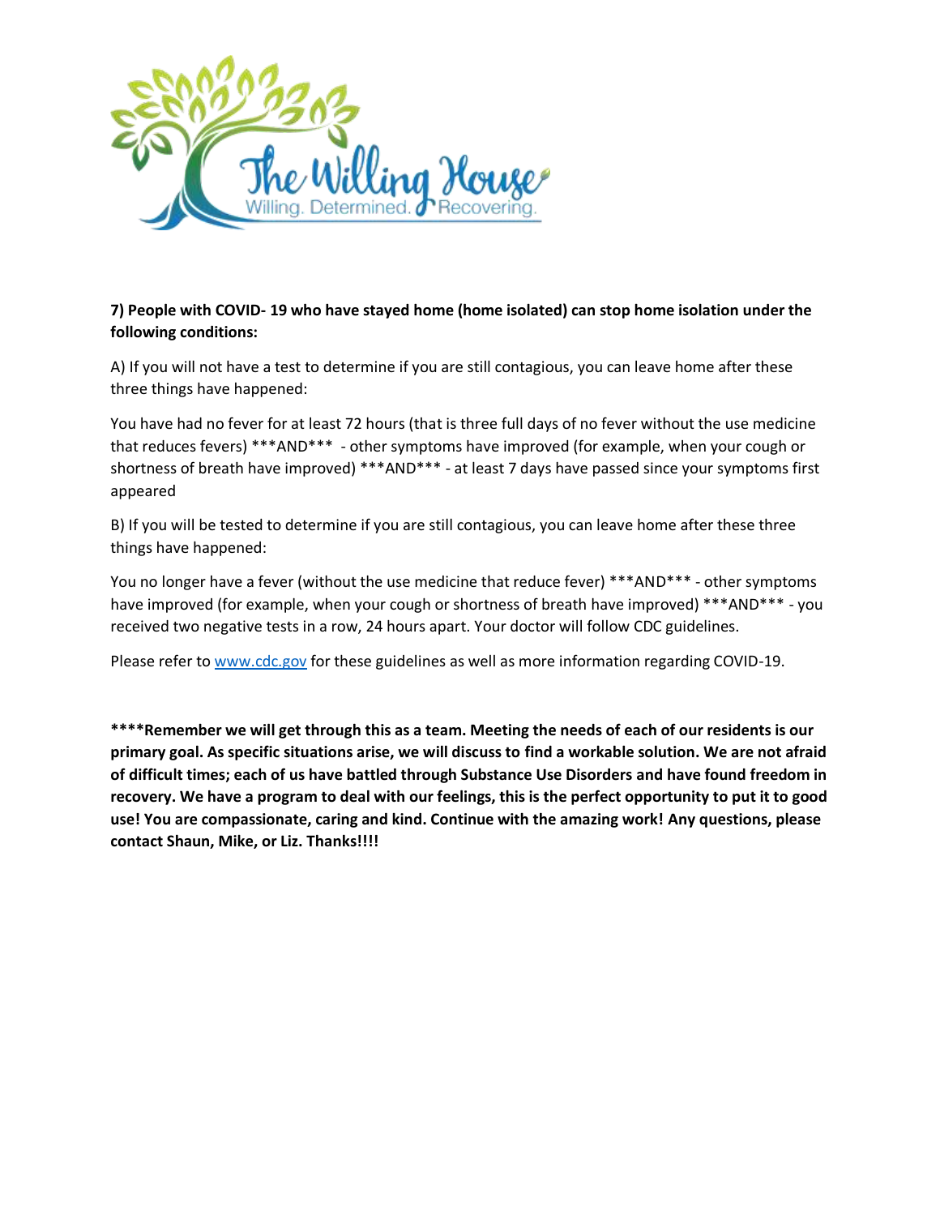**7) People with COVID- 19 who have stayed home (home isolated) can stop home isolation under the following conditions:**

A) If you will not have a test to determine if you are still contagious, you can leave home after these three things have happened:

You have had no fever for at least 72 hours (that is three full days of no fever without the use medicine that reduces fevers) ***AND*** - other symptoms have improved (for example, when your cough or shortness of breath have improved) ***AND*** - at least 7 days have passed since your symptoms first appeared

B) If you will be tested to determine if you are still contagious, you can leave home after these three things have happened:

You no longer have a fever (without the use medicine that reduce fever) ***AND*** - other symptoms have improved (for example, when your cough or shortness of breath have improved) ***AND*** - you received two negative tests in a row, 24 hours apart. Your doctor will follow CDC guidelines.

Please refer to www.cdc.gov for these guidelines as well as more information regarding COVID-19.

**\*\*\*\*Remember we will get through this as a team. Meeting the needs of each of our residents is our primary goal. As specific situations arise, we will discuss to find a workable solution. We are not afraid of difficult times; each of us have battled through Substance Use Disorders and have found freedom in recovery. We have a program to deal with our feelings, this is the perfect opportunity to put it to good use! You are compassionate, caring and kind. Continue with the amazing work! Any questions, please contact Shaun, Mike, or Liz. Thanks!!!!**